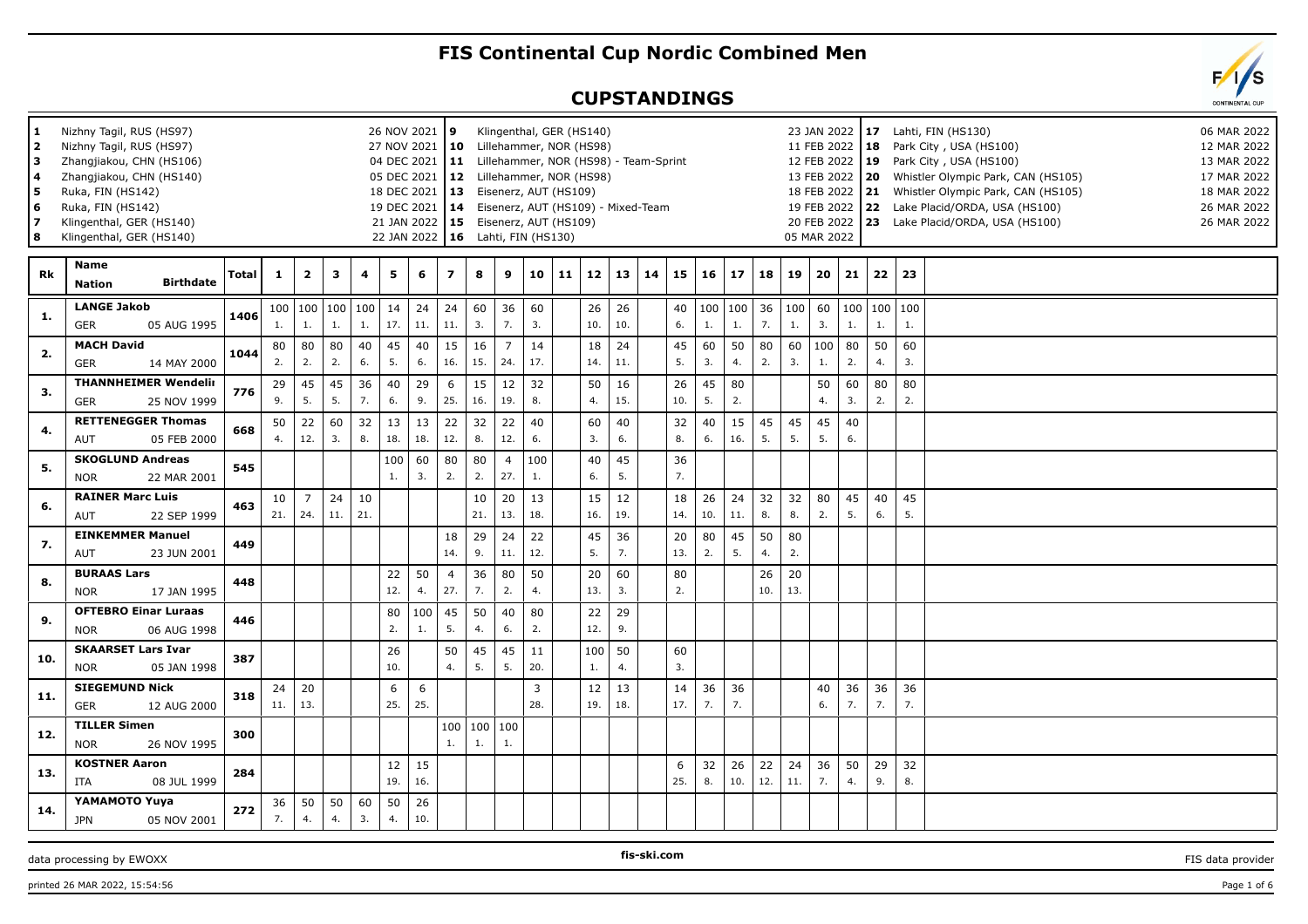# FIS Continental Cup Nordic Combined Men

## CUPSTANDINGS

| No. | Venue | Date |
|---|---|---|
| 1 | Nizhny Tagil, RUS (HS97) | 26 NOV 2021 |
| 2 | Nizhny Tagil, RUS (HS97) | 27 NOV 2021 |
| 3 | Zhangjiakou, CHN (HS106) | 04 DEC 2021 |
| 4 | Zhangjiakou, CHN (HS140) | 05 DEC 2021 |
| 5 | Ruka, FIN (HS142) | 18 DEC 2021 |
| 6 | Ruka, FIN (HS142) | 19 DEC 2021 |
| 7 | Klingenthal, GER (HS140) | 21 JAN 2022 |
| 8 | Klingenthal, GER (HS140) | 22 JAN 2022 |
| 9 | Klingenthal, GER (HS140) | 23 JAN 2022 |
| 10 | Lillehammer, NOR (HS98) | 11 FEB 2022 |
| 11 | Lillehammer, NOR (HS98) - Team-Sprint | 12 FEB 2022 |
| 12 | Lillehammer, NOR (HS98) | 13 FEB 2022 |
| 13 | Eisenerz, AUT (HS109) | 18 FEB 2022 |
| 14 | Eisenerz, AUT (HS109) - Mixed-Team | 19 FEB 2022 |
| 15 | Eisenerz, AUT (HS109) | 20 FEB 2022 |
| 16 | Lahti, FIN (HS130) | 05 MAR 2022 |
| 17 | Lahti, FIN (HS130) | 06 MAR 2022 |
| 18 | Park City , USA (HS100) | 12 MAR 2022 |
| 19 | Park City , USA (HS100) | 13 MAR 2022 |
| 20 | Whistler Olympic Park, CAN (HS105) | 17 MAR 2022 |
| 21 | Whistler Olympic Park, CAN (HS105) | 18 MAR 2022 |
| 22 | Lake Placid/ORDA, USA (HS100) | 26 MAR 2022 |
| 23 | Lake Placid/ORDA, USA (HS100) | 26 MAR 2022 |

| Rk | Name / Nation / Birthdate | Total | 1 | 2 | 3 | 4 | 5 | 6 | 7 | 8 | 9 | 10 | 11 | 12 | 13 | 14 | 15 | 16 | 17 | 18 | 19 | 20 | 21 | 22 | 23 |
|---|---|---|---|---|---|---|---|---|---|---|---|---|---|---|---|---|---|---|---|---|---|---|---|---|---|
| 1. | LANGE Jakob, GER, 05 AUG 1995 | 1406 | 100 (1.) | 100 (1.) | 100 (1.) | 100 (1.) | 14 (17.) | 24 (11.) | 24 (11.) | 60 (3.) | 36 (7.) | 60 (3.) | | 26 (10.) | 26 (10.) | | 40 (6.) | 100 (1.) | 100 (1.) | 36 (7.) | 100 (1.) | 60 (3.) | 100 (1.) | 100 (1.) | 100 (1.) |
| 2. | MACH David, GER, 14 MAY 2000 | 1044 | 80 (2.) | 80 (2.) | 80 (2.) | 40 (6.) | 45 (5.) | 40 (6.) | 15 (16.) | 16 (15.) | 7 (24.) | 14 (17.) | | 18 (14.) | 24 (11.) | | 45 (5.) | 60 (3.) | 50 (4.) | 80 (2.) | 60 (3.) | 100 (1.) | 80 (2.) | 50 (4.) | 60 (3.) |
| 3. | THANNHEIMER Wendelin, GER, 25 NOV 1999 | 776 | 29 (9.) | 45 (5.) | 45 (5.) | 36 (7.) | 40 (6.) | 29 (9.) | 6 (25.) | 15 (16.) | 12 (19.) | 32 (8.) | | 50 (4.) | 16 (15.) | | 26 (10.) | 45 (5.) | 80 (2.) | | | 50 (4.) | 60 (3.) | 80 (2.) | 80 (2.) |
| 4. | RETTENEGGER Thomas, AUT, 05 FEB 2000 | 668 | 50 (4.) | 22 (12.) | 60 (3.) | 32 (8.) | 13 (18.) | 13 (18.) | 22 (12.) | 32 (8.) | 22 (12.) | 40 (6.) | | 60 (3.) | 40 (6.) | | 32 (8.) | 40 (6.) | 15 (16.) | 45 (5.) | 45 (5.) | 45 (5.) | 40 (6.) | | |
| 5. | SKOGLUND Andreas, NOR, 22 MAR 2001 | 545 | | | | | 100 (1.) | 60 (3.) | 80 (2.) | 80 (2.) | 4 (27.) | 100 (1.) | | 40 (6.) | 45 (5.) | | 36 (7.) | | | | | | | | |
| 6. | RAINER Marc Luis, AUT, 22 SEP 1999 | 463 | 10 (21.) | 7 (24.) | 24 (11.) | 10 (21.) | | | | 10 (21.) | 20 (13.) | 13 (18.) | | 15 (16.) | 12 (19.) | | 18 (14.) | 26 (10.) | 24 (11.) | 32 (8.) | 32 (8.) | 80 (2.) | 45 (5.) | 40 (6.) | 45 (5.) |
| 7. | EINKEMMER Manuel, AUT, 23 JUN 2001 | 449 | | | | | | | 18 (14.) | 29 (9.) | 24 (11.) | 22 (12.) | | 45 (5.) | 36 (7.) | | 20 (13.) | 80 (2.) | 45 (5.) | 50 (4.) | 80 (2.) | | | | |
| 8. | BURAAS Lars, NOR, 17 JAN 1995 | 448 | | | | | 22 (12.) | 50 (4.) | 4 (27.) | 36 (7.) | 80 (2.) | 50 (4.) | | 20 (13.) | 60 (3.) | | 80 (2.) | | | 26 (10.) | 20 (13.) | | | | |
| 9. | OFTEBRO Einar Luraas, NOR, 06 AUG 1998 | 446 | | | | | 80 (2.) | 100 (1.) | 45 (5.) | 50 (4.) | 40 (6.) | 80 (2.) | | 22 (12.) | 29 (9.) | | | | | | | | | | |
| 10. | SKAARSET Lars Ivar, NOR, 05 JAN 1998 | 387 | | | | | 26 (10.) | | 50 (4.) | 45 (5.) | 45 (5.) | 11 (20.) | | 100 (1.) | 50 (4.) | | 60 (3.) | | | | | | | | |
| 11. | SIEGEMUND Nick, GER, 12 AUG 2000 | 318 | 24 (11.) | 20 (13.) | | | 6 (25.) | 6 (25.) | | | | 3 (28.) | | 12 (19.) | 13 (18.) | | 14 (17.) | 36 (7.) | 36 (7.) | | | 40 (6.) | 36 (7.) | 36 (7.) | 36 (7.) |
| 12. | TILLER Simen, NOR, 26 NOV 1995 | 300 | | | | | | | 100 (1.) | 100 (1.) | 100 (1.) | | | | | | | | | | | | | | |
| 13. | KOSTNER Aaron, ITA, 08 JUL 1999 | 284 | | | | | 12 (19.) | 15 (16.) | | | | | | | | | 6 (25.) | 32 (8.) | 26 (10.) | 22 (12.) | 24 (11.) | 36 (7.) | 50 (4.) | 29 (9.) | 32 (8.) |
| 14. | YAMAMOTO Yuya, JPN, 05 NOV 2001 | 272 | 36 (7.) | 50 (4.) | 50 (4.) | 60 (3.) | 50 (4.) | 26 (10.) | | | | | | | | | | | | | | | | | |

data processing by EWOXX — fis-ski.com — FIS data provider

printed 26 MAR 2022, 15:54:56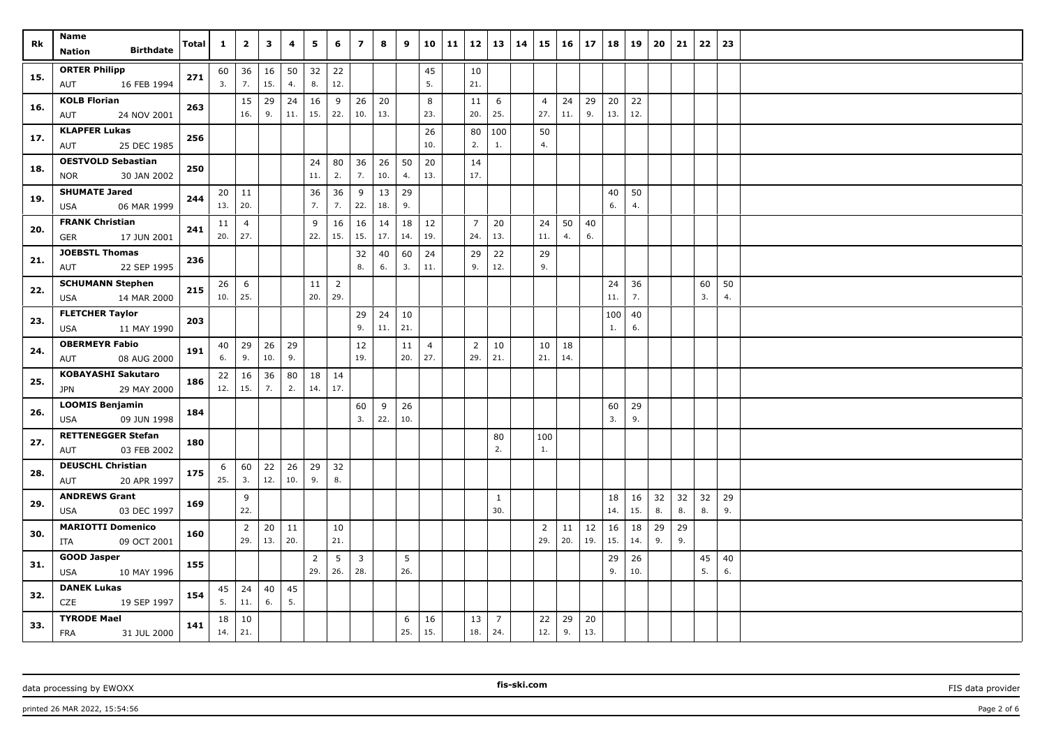| Rk | Name<br>Nation Birthdate | Total | 1 | 2 | 3 | 4 | 5 | 6 | 7 | 8 | 9 | 10 | 11 | 12 | 13 | 14 | 15 | 16 | 17 | 18 | 19 | 20 | 21 | 22 | 23 |
|---|---|---|---|---|---|---|---|---|---|---|---|---|---|---|---|---|---|---|---|---|---|---|---|---|---|
| 15. | ORTER Philipp | 271 | 60 | 36 | 16 | 50 | 32 | 22 | | | | 45 | | 10 | | | | | | | | | | | |
| | AUT 16 FEB 1994 | | 3. | 7. | 15. | 4. | 8. | 12. | | | | 5. | | 21. | | | | | | | | | | | |
| 16. | KOLB Florian | 263 | | 15 | 29 | 24 | 16 | 9 | 26 | 20 | | 8 | | 11 | 6 | | 4 | 24 | 29 | 20 | 22 | | | | |
| | AUT 24 NOV 2001 | | | 16. | 9. | 11. | 15. | 22. | 10. | 13. | | 23. | | 20. | 25. | | 27. | 11. | 9. | 13. | 12. | | | | |
| 17. | KLAPFER Lukas | 256 | | | | | | | | | | 26 | | 80 | 100 | | 50 | | | | | | | | |
| | AUT 25 DEC 1985 | | | | | | | | | | | 10. | | 2. | 1. | | 4. | | | | | | | | |
| 18. | OESTVOLD Sebastian | 250 | | | | | 24 | 80 | 36 | 26 | 50 | 20 | | 14 | | | | | | | | | | | |
| | NOR 30 JAN 2002 | | | | | | 11. | 2. | 7. | 10. | 4. | 13. | | 17. | | | | | | | | | | | |
| 19. | SHUMATE Jared | 244 | 20 | 11 | | | 36 | 36 | 9 | 13 | 29 | | | | | | | | | 40 | 50 | | | | |
| | USA 06 MAR 1999 | | 13. | 20. | | | 7. | 7. | 22. | 18. | 9. | | | | | | | | | 6. | 4. | | | | |
| 20. | FRANK Christian | 241 | 11 | 4 | | | 9 | 16 | 16 | 14 | 18 | 12 | | 7 | 20 | | 24 | 50 | 40 | | | | | | |
| | GER 17 JUN 2001 | | 20. | 27. | | | 22. | 15. | 15. | 17. | 14. | 19. | | 24. | 13. | | 11. | 4. | 6. | | | | | | |
| 21. | JOEBSTL Thomas | 236 | | | | | | | 32 | 40 | 60 | 24 | | 29 | 22 | | 29 | | | | | | | | |
| | AUT 22 SEP 1995 | | | | | | | | 8. | 6. | 3. | 11. | | 9. | 12. | | 9. | | | | | | | | |
| 22. | SCHUMANN Stephen | 215 | 26 | 6 | | | 11 | 2 | | | | | | | | | | | | 24 | 36 | | | 60 | 50 |
| | USA 14 MAR 2000 | | 10. | 25. | | | 20. | 29. | | | | | | | | | | | | 11. | 7. | | | 3. | 4. |
| 23. | FLETCHER Taylor | 203 | | | | | | | 29 | 24 | 10 | | | | | | | | | 100 | 40 | | | | |
| | USA 11 MAY 1990 | | | | | | | | 9. | 11. | 21. | | | | | | | | | 1. | 6. | | | | |
| 24. | OBERMEYR Fabio | 191 | 40 | 29 | 26 | 29 | | | 12 | | 11 | 4 | | 2 | 10 | | 10 | 18 | | | | | | | |
| | AUT 08 AUG 2000 | | 6. | 9. | 10. | 9. | | | 19. | | 20. | 27. | | 29. | 21. | | 21. | 14. | | | | | | | |
| 25. | KOBAYASHI Sakutaro | 186 | 22 | 16 | 36 | 80 | 18 | 14 | | | | | | | | | | | | | | | | | |
| | JPN 29 MAY 2000 | | 12. | 15. | 7. | 2. | 14. | 17. | | | | | | | | | | | | | | | | | |
| 26. | LOOMIS Benjamin | 184 | | | | | | | 60 | 9 | 26 | | | | | | | | | 60 | 29 | | | | |
| | USA 09 JUN 1998 | | | | | | | | 3. | 22. | 10. | | | | | | | | | 3. | 9. | | | | |
| 27. | RETTENEGGER Stefan | 180 | | | | | | | | | | | | | 80 | | 100 | | | | | | | | |
| | AUT 03 FEB 2002 | | | | | | | | | | | | | | 2. | | 1. | | | | | | | | |
| 28. | DEUSCHL Christian | 175 | 6 | 60 | 22 | 26 | 29 | 32 | | | | | | | | | | | | | | | | | |
| | AUT 20 APR 1997 | | 25. | 3. | 12. | 10. | 9. | 8. | | | | | | | | | | | | | | | | | |
| 29. | ANDREWS Grant | 169 | | 9 | | | | | | | | | | | 1 | | | | | 18 | 16 | 32 | 32 | 32 | 29 |
| | USA 03 DEC 1997 | | | 22. | | | | | | | | | | | 30. | | | | | 14. | 15. | 8. | 8. | 8. | 9. |
| 30. | MARIOTTI Domenico | 160 | | 2 | 20 | 11 | | 10 | | | | | | | | | 2 | 11 | 12 | 16 | 18 | 29 | 29 | | |
| | ITA 09 OCT 2001 | | | 29. | 13. | 20. | | 21. | | | | | | | | | 29. | 20. | 19. | 15. | 14. | 9. | 9. | | |
| 31. | GOOD Jasper | 155 | | | | | 2 | 5 | 3 | | 5 | | | | | | | | | 29 | 26 | | | 45 | 40 |
| | USA 10 MAY 1996 | | | | | | 29. | 26. | 28. | | 26. | | | | | | | | | 9. | 10. | | | 5. | 6. |
| 32. | DANEK Lukas | 154 | 45 | 24 | 40 | 45 | | | | | | | | | | | | | | | | | | | |
| | CZE 19 SEP 1997 | | 5. | 11. | 6. | 5. | | | | | | | | | | | | | | | | | | | |
| 33. | TYRODE Mael | 141 | 18 | 10 | | | | | | | 6 | 16 | | 13 | 7 | | 22 | 29 | 20 | | | | | | |
| | FRA 31 JUL 2000 | | 14. | 21. | | | | | | | 25. | 15. | | 18. | 24. | | 12. | 9. | 13. | | | | | | |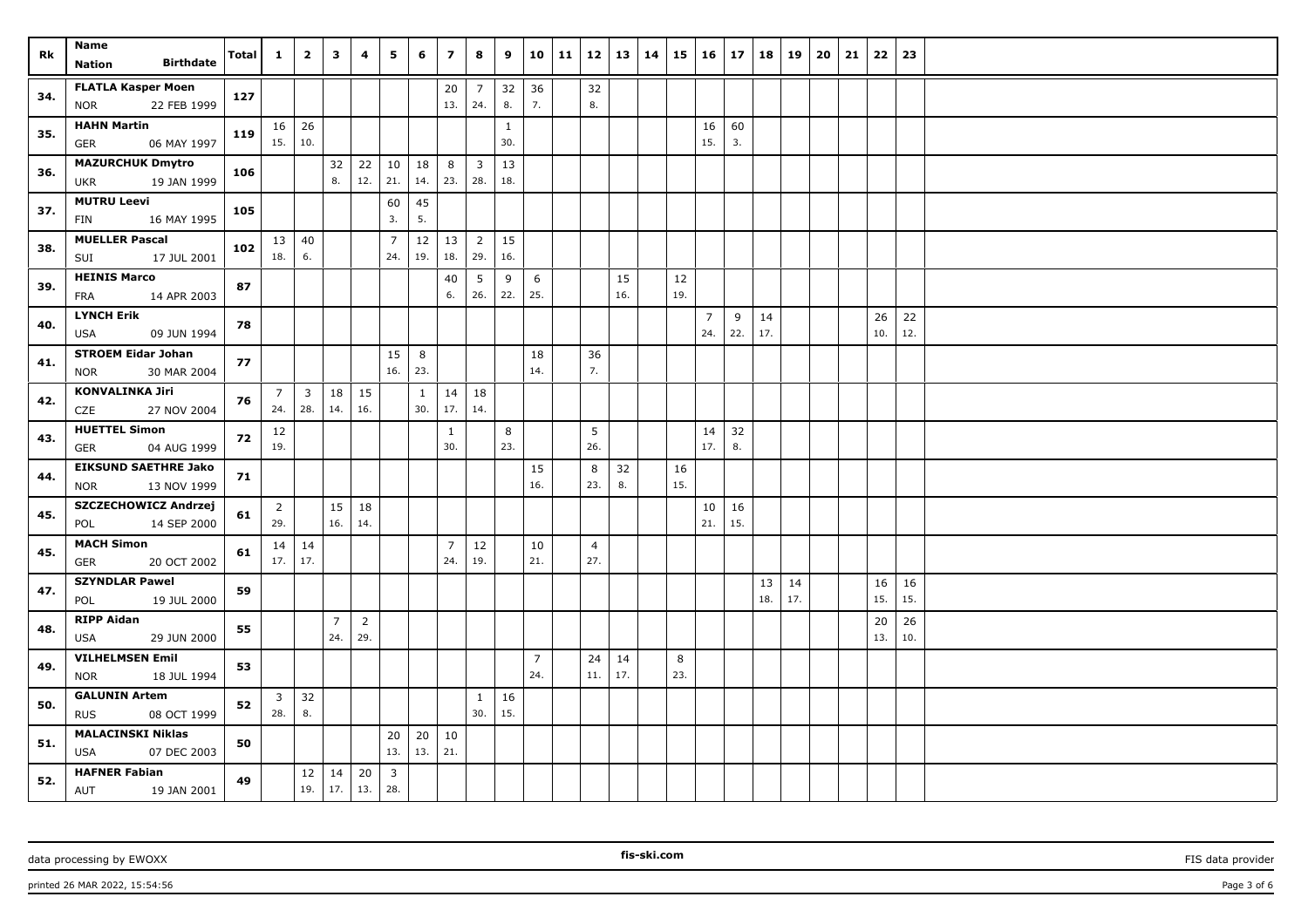| Rk | Name / Nation / Birthdate | Total | 1 | 2 | 3 | 4 | 5 | 6 | 7 | 8 | 9 | 10 | 11 | 12 | 13 | 14 | 15 | 16 | 17 | 18 | 19 | 20 | 21 | 22 | 23 |
|---|---|---|---|---|---|---|---|---|---|---|---|---|---|---|---|---|---|---|---|---|---|---|---|---|---|
| 34. | FLATLA Kasper Moen<br>NOR 22 FEB 1999 | 127 | | | | | | | 20<br>13. | 7<br>24. | 32<br>8. | 36<br>7. | | 32<br>8. | | | | | | | | | | | |
| 35. | HAHN Martin<br>GER 06 MAY 1997 | 119 | 16<br>15. | 26<br>10. | | | | | | | 1<br>30. | | | | | | | 16<br>15. | 60<br>3. | | | | | | |
| 36. | MAZURCHUK Dmytro<br>UKR 19 JAN 1999 | 106 | | | 32<br>8. | 22<br>12. | 10<br>21. | 18<br>14. | 8<br>23. | 3<br>28. | 13<br>18. | | | | | | | | | | | | | | |
| 37. | MUTRU Leevi<br>FIN 16 MAY 1995 | 105 | | | | | 60<br>3. | 45<br>5. | | | | | | | | | | | | | | | | | |
| 38. | MUELLER Pascal<br>SUI 17 JUL 2001 | 102 | 13<br>18. | 40<br>6. | | | 7<br>24. | 12<br>19. | 13<br>18. | 2<br>29. | 15<br>16. | | | | | | | | | | | | | | |
| 39. | HEINIS Marco<br>FRA 14 APR 2003 | 87 | | | | | | | 40<br>6. | 5<br>26. | 9<br>22. | 6<br>25. | | | 15<br>16. | | 12<br>19. | | | | | | | | |
| 40. | LYNCH Erik<br>USA 09 JUN 1994 | 78 | | | | | | | | | | | | | | | | 7<br>24. | 9<br>22. | 14<br>17. | | | | 26<br>10. | 22<br>12. |
| 41. | STROEM Eidar Johan<br>NOR 30 MAR 2004 | 77 | | | | | 15<br>16. | 8<br>23. | | | | 18<br>14. | | 36<br>7. | | | | | | | | | | | |
| 42. | KONVALINKA Jiri<br>CZE 27 NOV 2004 | 76 | 7<br>24. | 3<br>28. | 18<br>14. | 15<br>16. | | 1<br>30. | 14<br>17. | 18<br>14. | | | | | | | | | | | | | | | |
| 43. | HUETTEL Simon<br>GER 04 AUG 1999 | 72 | 12<br>19. | | | | | | 1<br>30. | | 8<br>23. | | | 5<br>26. | | | | 14<br>17. | 32<br>8. | | | | | | |
| 44. | EIKSUND SAETHRE Jako<br>NOR 13 NOV 1999 | 71 | | | | | | | | | | 15<br>16. | | 8<br>23. | 32<br>8. | | 16<br>15. | | | | | | | | |
| 45. | SZCZECHOWICZ Andrzej<br>POL 14 SEP 2000 | 61 | 2<br>29. | | 15<br>16. | 18<br>14. | | | | | | | | | | | | 10<br>21. | 16<br>15. | | | | | | |
| 45. | MACH Simon<br>GER 20 OCT 2002 | 61 | 14<br>17. | 14<br>17. | | | | | 7<br>24. | 12<br>19. | | 10<br>21. | | 4<br>27. | | | | | | | | | | | |
| 47. | SZYNDLAR Pawel<br>POL 19 JUL 2000 | 59 | | | | | | | | | | | | | | | | | | 13<br>18. | 14<br>17. | | | 16<br>15. | 16<br>15. |
| 48. | RIPP Aidan<br>USA 29 JUN 2000 | 55 | | | 7<br>24. | 2<br>29. | | | | | | | | | | | | | | | | | | 20<br>13. | 26<br>10. |
| 49. | VILHELMSEN Emil<br>NOR 18 JUL 1994 | 53 | | | | | | | | | | 7<br>24. | | 24<br>11. | 14<br>17. | | 8<br>23. | | | | | | | | |
| 50. | GALUNIN Artem<br>RUS 08 OCT 1999 | 52 | 3<br>28. | 32<br>8. | | | | | | 1<br>30. | 16<br>15. | | | | | | | | | | | | | | |
| 51. | MALACINSKI Niklas<br>USA 07 DEC 2003 | 50 | | | | | 20<br>13. | 20<br>13. | 10<br>21. | | | | | | | | | | | | | | | | |
| 52. | HAFNER Fabian<br>AUT 19 JAN 2001 | 49 | | 12<br>19. | 14<br>17. | 20<br>13. | 3<br>28. | | | | | | | | | | | | | | | | | | |

data processing by EWOXX — fis-ski.com — FIS data provider

printed 26 MAR 2022, 15:54:56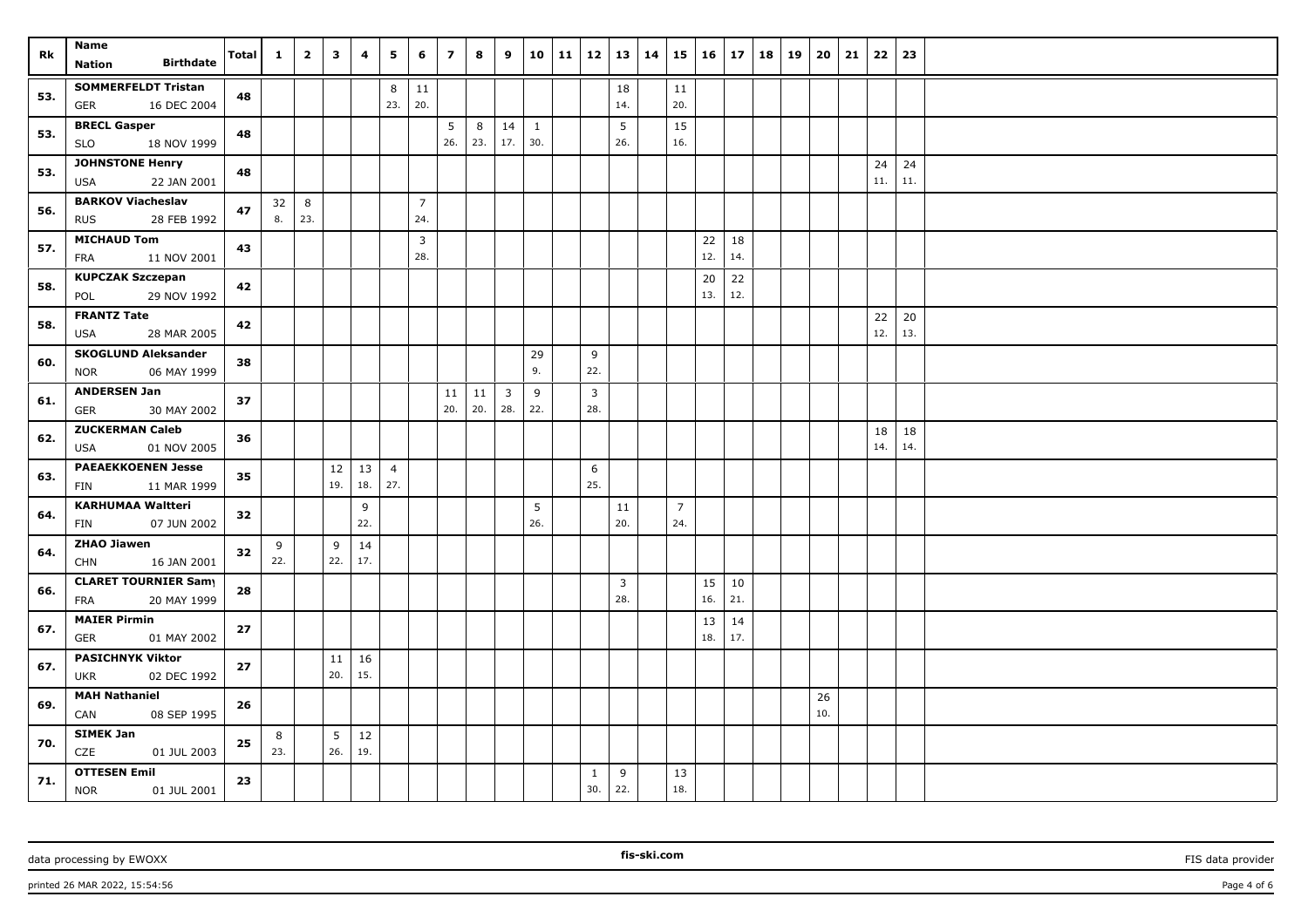| Rk | Name<br>Nation Birthdate | Total | 1 | 2 | 3 | 4 | 5 | 6 | 7 | 8 | 9 | 10 | 11 | 12 | 13 | 14 | 15 | 16 | 17 | 18 | 19 | 20 | 21 | 22 | 23 |
|---|---|---|---|---|---|---|---|---|---|---|---|---|---|---|---|---|---|---|---|---|---|---|---|---|---|
| 53. | SOMMERFELDT Tristan<br>GER 16 DEC 2004 | 48 | | | | | 8<br>23. | 11<br>20. | | | | | | | 18<br>14. | | 11<br>20. | | | | | | | | |
| 53. | BRECL Gasper<br>SLO 18 NOV 1999 | 48 | | | | | | | 5<br>26. | 8<br>23. | 14<br>17. | 1<br>30. | | | 5<br>26. | | 15<br>16. | | | | | | | | |
| 53. | JOHNSTONE Henry<br>USA 22 JAN 2001 | 48 | | | | | | | | | | | | | | | | | | | | | | 24<br>11. | 24<br>11. |
| 56. | BARKOV Viacheslav<br>RUS 28 FEB 1992 | 47 | 32<br>8. | 8<br>23. | | | | 7<br>24. | | | | | | | | | | | | | | | | | |
| 57. | MICHAUD Tom<br>FRA 11 NOV 2001 | 43 | | | | | | 3<br>28. | | | | | | | | | | 22<br>12. | 18<br>14. | | | | | | |
| 58. | KUPCZAK Szczepan<br>POL 29 NOV 1992 | 42 | | | | | | | | | | | | | | | | 20<br>13. | 22<br>12. | | | | | | |
| 58. | FRANTZ Tate<br>USA 28 MAR 2005 | 42 | | | | | | | | | | | | | | | | | | | | | | 22<br>12. | 20<br>13. |
| 60. | SKOGLUND Aleksander<br>NOR 06 MAY 1999 | 38 | | | | | | | | | | 29<br>9. | | 9<br>22. | | | | | | | | | | | |
| 61. | ANDERSEN Jan<br>GER 30 MAY 2002 | 37 | | | | | | | 11<br>20. | 11<br>20. | 3<br>28. | 9<br>22. | | 3<br>28. | | | | | | | | | | | |
| 62. | ZUCKERMAN Caleb<br>USA 01 NOV 2005 | 36 | | | | | | | | | | | | | | | | | | | | | | 18<br>14. | 18<br>14. |
| 63. | PAEAEKKOENEN Jesse<br>FIN 11 MAR 1999 | 35 | | | 12<br>19. | 13<br>18. | 4<br>27. | | | | | | | 6<br>25. | | | | | | | | | | | |
| 64. | KARHUMAA Waltteri<br>FIN 07 JUN 2002 | 32 | | | | 9<br>22. | | | | | | 5<br>26. | | | 11<br>20. | | 7<br>24. | | | | | | | | |
| 64. | ZHAO Jiawen<br>CHN 16 JAN 2001 | 32 | 9<br>22. | | 9<br>22. | 14<br>17. | | | | | | | | | | | | | | | | | | | |
| 66. | CLARET TOURNIER Samy<br>FRA 20 MAY 1999 | 28 | | | | | | | | | | | | | 3<br>28. | | | 15<br>16. | 10<br>21. | | | | | | |
| 67. | MAIER Pirmin<br>GER 01 MAY 2002 | 27 | | | | | | | | | | | | | | | | 13<br>18. | 14<br>17. | | | | | | |
| 67. | PASICHNYK Viktor<br>UKR 02 DEC 1992 | 27 | | | 11<br>20. | 16<br>15. | | | | | | | | | | | | | | | | | | | |
| 69. | MAH Nathaniel<br>CAN 08 SEP 1995 | 26 | | | | | | | | | | | | | | | | | | | | 26<br>10. | | | |
| 70. | SIMEK Jan<br>CZE 01 JUL 2003 | 25 | 8<br>23. | | 5<br>26. | 12<br>19. | | | | | | | | | | | | | | | | | | | |
| 71. | OTTESEN Emil<br>NOR 01 JUL 2001 | 23 | | | | | | | | | | | | 1<br>30. | 9<br>22. | | 13<br>18. | | | | | | | | |

data processing by EWOXX | fis-ski.com | FIS data provider

printed 26 MAR 2022, 15:54:56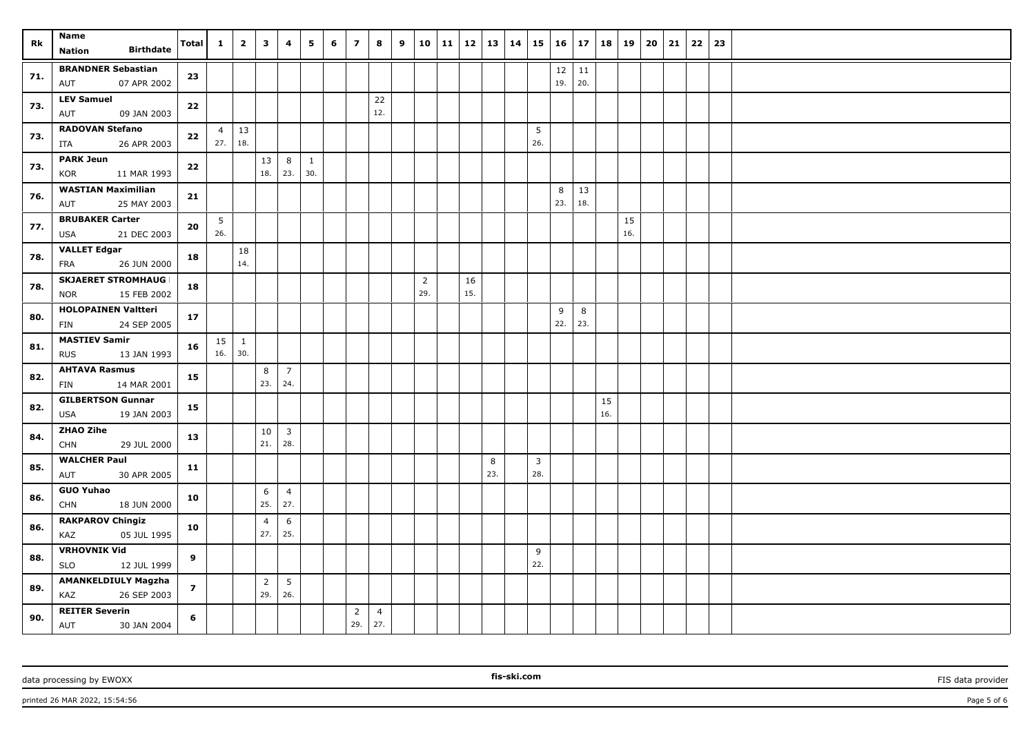| Rk | Name<br>Nation Birthdate | Total | 1 | 2 | 3 | 4 | 5 | 6 | 7 | 8 | 9 | 10 | 11 | 12 | 13 | 14 | 15 | 16 | 17 | 18 | 19 | 20 | 21 | 22 | 23 |
|---|---|---|---|---|---|---|---|---|---|---|---|---|---|---|---|---|---|---|---|---|---|---|---|---|---|
| 71. | BRANDNER Sebastian<br>AUT 07 APR 2002 | 23 | | | | | | | | | | | | | | | | 12<br>19. | 11<br>20. | | | | | | |
| 73. | LEV Samuel<br>AUT 09 JAN 2003 | 22 | | | | | | | | 22<br>12. | | | | | | | | | | | | | | | |
| 73. | RADOVAN Stefano<br>ITA 26 APR 2003 | 22 | 4<br>27. | 13<br>18. | | | | | | | | | | | | | 5<br>26. | | | | | | | | |
| 73. | PARK Jeun<br>KOR 11 MAR 1993 | 22 | | | 13<br>18. | 8<br>23. | 1<br>30. | | | | | | | | | | | | | | | | | | |
| 76. | WASTIAN Maximilian<br>AUT 25 MAY 2003 | 21 | | | | | | | | | | | | | | | | 8<br>23. | 13<br>18. | | | | | | |
| 77. | BRUBAKER Carter<br>USA 21 DEC 2003 | 20 | 5<br>26. | | | | | | | | | | | | | | | | | | 15<br>16. | | | | |
| 78. | VALLET Edgar<br>FRA 26 JUN 2000 | 18 | | 18<br>14. | | | | | | | | | | | | | | | | | | | | | |
| 78. | SKJAERET STROMHAUG<br>NOR 15 FEB 2002 | 18 | | | | | | | | | | 2<br>29. | | 16<br>15. | | | | | | | | | | | |
| 80. | HOLOPAINEN Valtteri<br>FIN 24 SEP 2005 | 17 | | | | | | | | | | | | | | | | 9<br>22. | 8<br>23. | | | | | | |
| 81. | MASTIEV Samir<br>RUS 13 JAN 1993 | 16 | 15<br>16. | 1<br>30. | | | | | | | | | | | | | | | | | | | | | |
| 82. | AHTAVA Rasmus<br>FIN 14 MAR 2001 | 15 | | | 8<br>23. | 7<br>24. | | | | | | | | | | | | | | | | | | | |
| 82. | GILBERTSON Gunnar<br>USA 19 JAN 2003 | 15 | | | | | | | | | | | | | | | | | | 15<br>16. | | | | | |
| 84. | ZHAO Zihe<br>CHN 29 JUL 2000 | 13 | | | 10<br>21. | 3<br>28. | | | | | | | | | | | | | | | | | | | |
| 85. | WALCHER Paul<br>AUT 30 APR 2005 | 11 | | | | | | | | | | | | | 8<br>23. | | 3<br>28. | | | | | | | | |
| 86. | GUO Yuhao<br>CHN 18 JUN 2000 | 10 | | | 6<br>25. | 4<br>27. | | | | | | | | | | | | | | | | | | | |
| 86. | RAKPAROV Chingiz<br>KAZ 05 JUL 1995 | 10 | | | 4<br>27. | 6<br>25. | | | | | | | | | | | | | | | | | | | |
| 88. | VRHOVNIK Vid<br>SLO 12 JUL 1999 | 9 | | | | | | | | | | | | | | | 9<br>22. | | | | | | | | |
| 89. | AMANKELDIULY Magzha<br>KAZ 26 SEP 2003 | 7 | | | 2<br>29. | 5<br>26. | | | | | | | | | | | | | | | | | | | |
| 90. | REITER Severin<br>AUT 30 JAN 2004 | 6 | | | | | | | 2<br>29. | 4<br>27. | | | | | | | | | | | | | | | |

data processing by EWOXX | fis-ski.com | FIS data provider

printed 26 MAR 2022, 15:54:56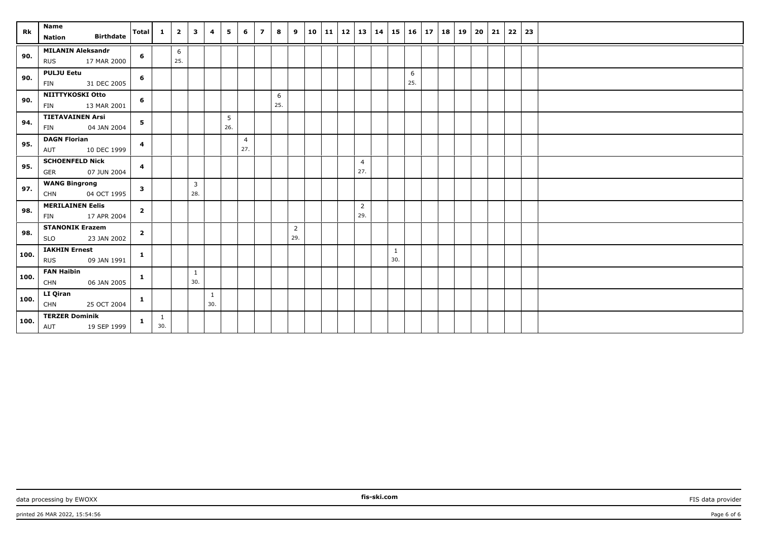| Rk | Name<br>Nation Birthdate | Total | 1 | 2 | 3 | 4 | 5 | 6 | 7 | 8 | 9 | 10 | 11 | 12 | 13 | 14 | 15 | 16 | 17 | 18 | 19 | 20 | 21 | 22 | 23 |
|---|---|---|---|---|---|---|---|---|---|---|---|---|---|---|---|---|---|---|---|---|---|---|---|---|---|
| 90. | **MILANIN Aleksandr**<br>RUS 17 MAR 2000 | **6** | | 6<br>25. | | | | | | | | | | | | | | | | | | | | | |
| 90. | **PULJU Eetu**<br>FIN 31 DEC 2005 | **6** | | | | | | | | | | | | | | | | 6<br>25. | | | | | | | |
| 90. | **NIITTYKOSKI Otto**<br>FIN 13 MAR 2001 | **6** | | | | | | | | 6<br>25. | | | | | | | | | | | | | | | |
| 94. | **TIETAVAINEN Arsi**<br>FIN 04 JAN 2004 | **5** | | | | | 5<br>26. | | | | | | | | | | | | | | | | | | |
| 95. | **DAGN Florian**<br>AUT 10 DEC 1999 | **4** | | | | | | 4<br>27. | | | | | | | | | | | | | | | | | |
| 95. | **SCHOENFELD Nick**<br>GER 07 JUN 2004 | **4** | | | | | | | | | | | | | 4<br>27. | | | | | | | | | | |
| 97. | **WANG Bingrong**<br>CHN 04 OCT 1995 | **3** | | | 3<br>28. | | | | | | | | | | | | | | | | | | | | |
| 98. | **MERILAINEN Eelis**<br>FIN 17 APR 2004 | **2** | | | | | | | | | | | | | 2<br>29. | | | | | | | | | | |
| 98. | **STANONIK Erazem**<br>SLO 23 JAN 2002 | **2** | | | | | | | | | 2<br>29. | | | | | | | | | | | | | | |
| 100. | **IAKHIN Ernest**<br>RUS 09 JAN 1991 | **1** | | | | | | | | | | | | | | | 1<br>30. | | | | | | | | |
| 100. | **FAN Haibin**<br>CHN 06 JAN 2005 | **1** | | | 1<br>30. | | | | | | | | | | | | | | | | | | | | |
| 100. | **LI Qiran**<br>CHN 25 OCT 2004 | **1** | | | | 1<br>30. | | | | | | | | | | | | | | | | | | | |
| 100. | **TERZER Dominik**<br>AUT 19 SEP 1999 | **1** | 1<br>30. | | | | | | | | | | | | | | | | | | | | | | |

data processing by EWOXX | fis-ski.com | FIS data provider

printed 26 MAR 2022, 15:54:56